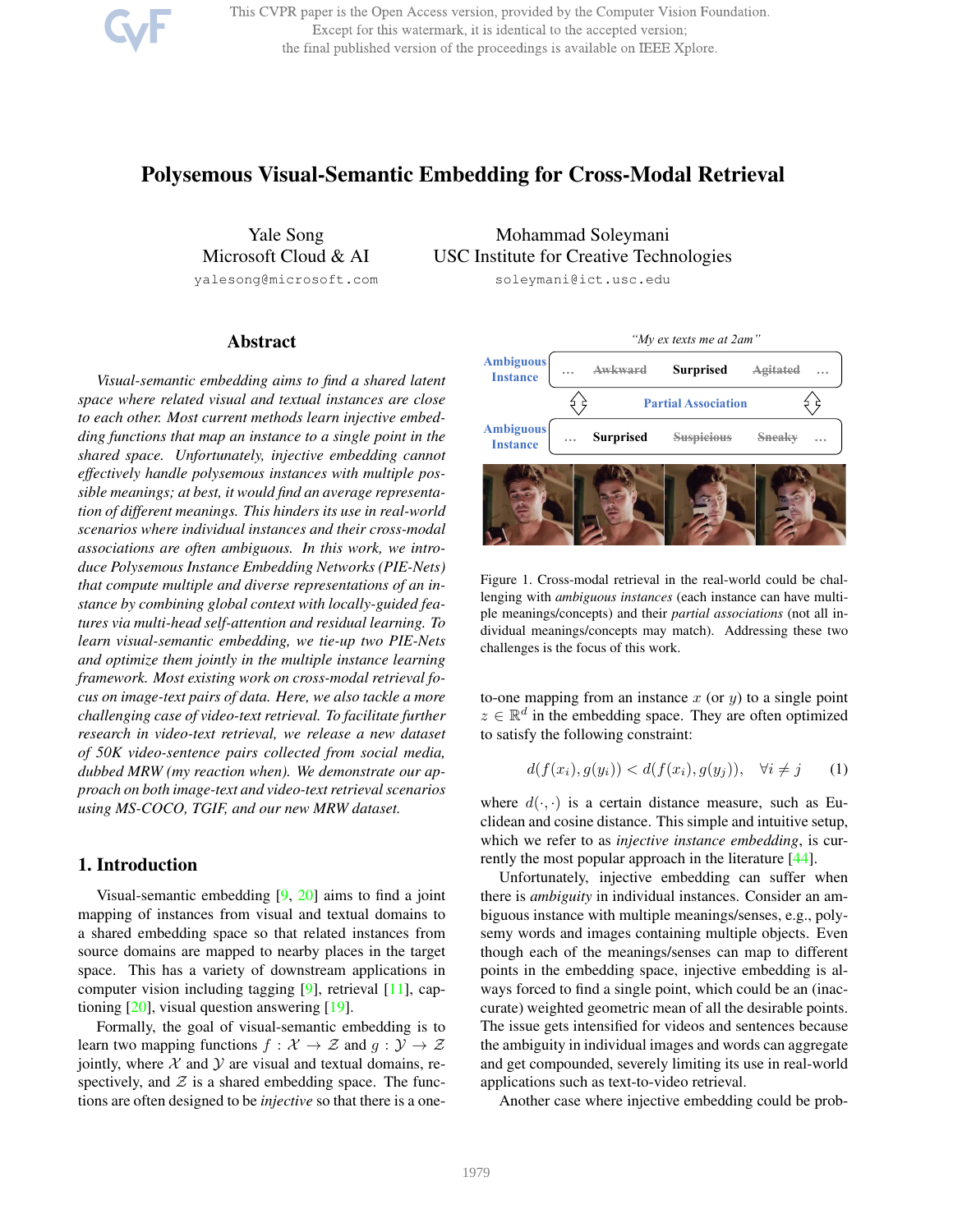# Polysemous Visual-Semantic Embedding for Cross-Modal Retrieval

Yale Song
Microsoft Cloud & AI
yalesong@microsoft.com

Mohammad Soleymani
USC Institute for Creative Technologies
soleymani@ict.usc.edu

## Abstract

*Visual-semantic embedding aims to find a shared latent space where related visual and textual instances are close to each other. Most current methods learn injective embedding functions that map an instance to a single point in the shared space. Unfortunately, injective embedding cannot effectively handle polysemous instances with multiple possible meanings; at best, it would find an average representation of different meanings. This hinders its use in real-world scenarios where individual instances and their cross-modal associations are often ambiguous. In this work, we introduce Polysemous Instance Embedding Networks (PIE-Nets) that compute multiple and diverse representations of an instance by combining global context with locally-guided features via multi-head self-attention and residual learning. To learn visual-semantic embedding, we tie-up two PIE-Nets and optimize them jointly in the multiple instance learning framework. Most existing work on cross-modal retrieval focus on image-text pairs of data. Here, we also tackle a more challenging case of video-text retrieval. To facilitate further research in video-text retrieval, we release a new dataset of 50K video-sentence pairs collected from social media, dubbed MRW (my reaction when). We demonstrate our approach on both image-text and video-text retrieval scenarios using MS-COCO, TGIF, and our new MRW dataset.*

## 1. Introduction

Visual-semantic embedding [9, 20] aims to find a joint mapping of instances from visual and textual domains to a shared embedding space so that related instances from source domains are mapped to nearby places in the target space. This has a variety of downstream applications in computer vision including tagging [9], retrieval [11], captioning [20], visual question answering [19].

Formally, the goal of visual-semantic embedding is to learn two mapping functions $f : \mathcal{X} \rightarrow \mathcal{Z}$ and $g : \mathcal{Y} \rightarrow \mathcal{Z}$ jointly, where $\mathcal{X}$ and $\mathcal{Y}$ are visual and textual domains, respectively, and $\mathcal{Z}$ is a shared embedding space. The functions are often designed to be *injective* so that there is a one-to-one mapping from an instance $x$ (or $y$) to a single point $z \in \mathbb{R}^d$ in the embedding space. They are often optimized to satisfy the following constraint:

$$d(f(x_i), g(y_i)) < d(f(x_i), g(y_j)), \quad \forall i \neq j \tag{1}$$

where $d(\cdot, \cdot)$ is a certain distance measure, such as Euclidean and cosine distance. This simple and intuitive setup, which we refer to as *injective instance embedding*, is currently the most popular approach in the literature [44].

Unfortunately, injective embedding can suffer when there is *ambiguity* in individual instances. Consider an ambiguous instance with multiple meanings/senses, e.g., polysemy words and images containing multiple objects. Even though each of the meanings/senses can map to different points in the embedding space, injective embedding is always forced to find a single point, which could be an (inaccurate) weighted geometric mean of all the desirable points. The issue gets intensified for videos and sentences because the ambiguity in individual images and words can aggregate and get compounded, severely limiting its use in real-world applications such as text-to-video retrieval.

"My ex texts me at 2am"

| Ambiguous Instance | … ~~Awkward~~ **Surprised** ~~Agitated~~ … |
|---|---|
| | Partial Association |
| Ambiguous Instance | … **Surprised** ~~Suspicious~~ ~~Sneaky~~ … |

Figure 1. Cross-modal retrieval in the real-world could be challenging with *ambiguous instances* (each instance can have multiple meanings/concepts) and their *partial associations* (not all individual meanings/concepts may match). Addressing these two challenges is the focus of this work.

Another case where injective embedding could be prob-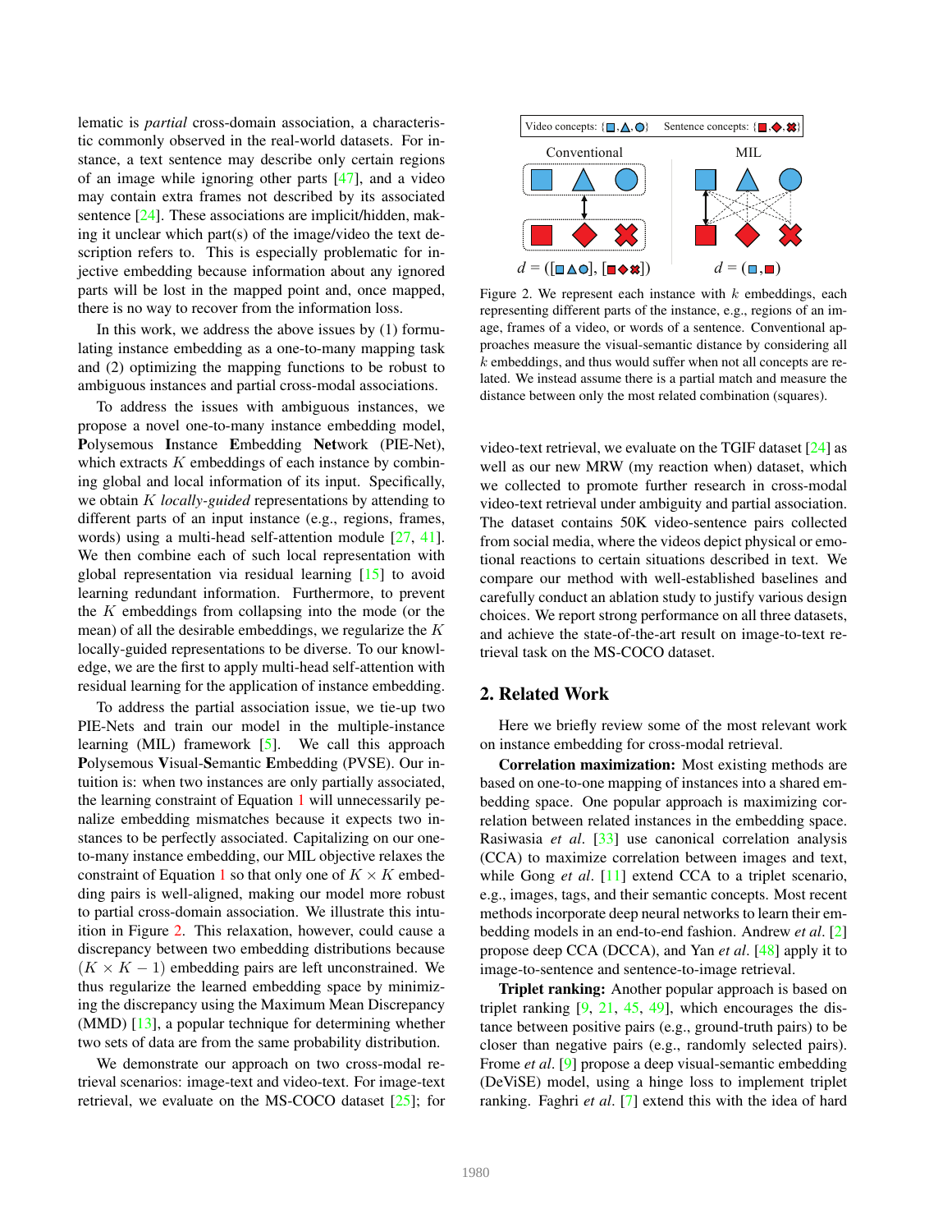lematic is *partial* cross-domain association, a characteristic commonly observed in the real-world datasets. For instance, a text sentence may describe only certain regions of an image while ignoring other parts [47], and a video may contain extra frames not described by its associated sentence [24]. These associations are implicit/hidden, making it unclear which part(s) of the image/video the text description refers to. This is especially problematic for injective embedding because information about any ignored parts will be lost in the mapped point and, once mapped, there is no way to recover from the information loss.

In this work, we address the above issues by (1) formulating instance embedding as a one-to-many mapping task and (2) optimizing the mapping functions to be robust to ambiguous instances and partial cross-modal associations.

To address the issues with ambiguous instances, we propose a novel one-to-many instance embedding model, **P**olysemous **I**nstance **E**mbedding **Net**work (PIE-Net), which extracts $K$ embeddings of each instance by combining global and local information of its input. Specifically, we obtain $K$ *locally-guided* representations by attending to different parts of an input instance (e.g., regions, frames, words) using a multi-head self-attention module [27, 41]. We then combine each of such local representation with global representation via residual learning [15] to avoid learning redundant information. Furthermore, to prevent the $K$ embeddings from collapsing into the mode (or the mean) of all the desirable embeddings, we regularize the $K$ locally-guided representations to be diverse. To our knowledge, we are the first to apply multi-head self-attention with residual learning for the application of instance embedding.

To address the partial association issue, we tie-up two PIE-Nets and train our model in the multiple-instance learning (MIL) framework [5]. We call this approach **P**olysemous **V**isual-**S**emantic **E**mbedding (PVSE). Our intuition is: when two instances are only partially associated, the learning constraint of Equation 1 will unnecessarily penalize embedding mismatches because it expects two instances to be perfectly associated. Capitalizing on our one-to-many instance embedding, our MIL objective relaxes the constraint of Equation 1 so that only one of $K \times K$ embedding pairs is well-aligned, making our model more robust to partial cross-domain association. We illustrate this intuition in Figure 2. This relaxation, however, could cause a discrepancy between two embedding distributions because $(K \times K - 1)$ embedding pairs are left unconstrained. We thus regularize the learned embedding space by minimizing the discrepancy using the Maximum Mean Discrepancy (MMD) [13], a popular technique for determining whether two sets of data are from the same probability distribution.

We demonstrate our approach on two cross-modal retrieval scenarios: image-text and video-text. For image-text retrieval, we evaluate on the MS-COCO dataset [25]; for video-text retrieval, we evaluate on the TGIF dataset [24] as well as our new MRW (my reaction when) dataset, which we collected to promote further research in cross-modal video-text retrieval under ambiguity and partial association. The dataset contains 50K video-sentence pairs collected from social media, where the videos depict physical or emotional reactions to certain situations described in text. We compare our method with well-established baselines and carefully conduct an ablation study to justify various design choices. We report strong performance on all three datasets, and achieve the state-of-the-art result on image-to-text retrieval task on the MS-COCO dataset.

Figure 2. We represent each instance with $k$ embeddings, each representing different parts of the instance, e.g., regions of an image, frames of a video, or words of a sentence. Conventional approaches measure the visual-semantic distance by considering all $k$ embeddings, and thus would suffer when not all concepts are related. We instead assume there is a partial match and measure the distance between only the most related combination (squares).

## 2. Related Work

Here we briefly review some of the most relevant work on instance embedding for cross-modal retrieval.

**Correlation maximization:** Most existing methods are based on one-to-one mapping of instances into a shared embedding space. One popular approach is maximizing correlation between related instances in the embedding space. Rasiwasia *et al*. [33] use canonical correlation analysis (CCA) to maximize correlation between images and text, while Gong *et al*. [11] extend CCA to a triplet scenario, e.g., images, tags, and their semantic concepts. Most recent methods incorporate deep neural networks to learn their embedding models in an end-to-end fashion. Andrew *et al*. [2] propose deep CCA (DCCA), and Yan *et al*. [48] apply it to image-to-sentence and sentence-to-image retrieval.

**Triplet ranking:** Another popular approach is based on triplet ranking [9, 21, 45, 49], which encourages the distance between positive pairs (e.g., ground-truth pairs) to be closer than negative pairs (e.g., randomly selected pairs). Frome *et al*. [9] propose a deep visual-semantic embedding (DeViSE) model, using a hinge loss to implement triplet ranking. Faghri *et al*. [7] extend this with the idea of hard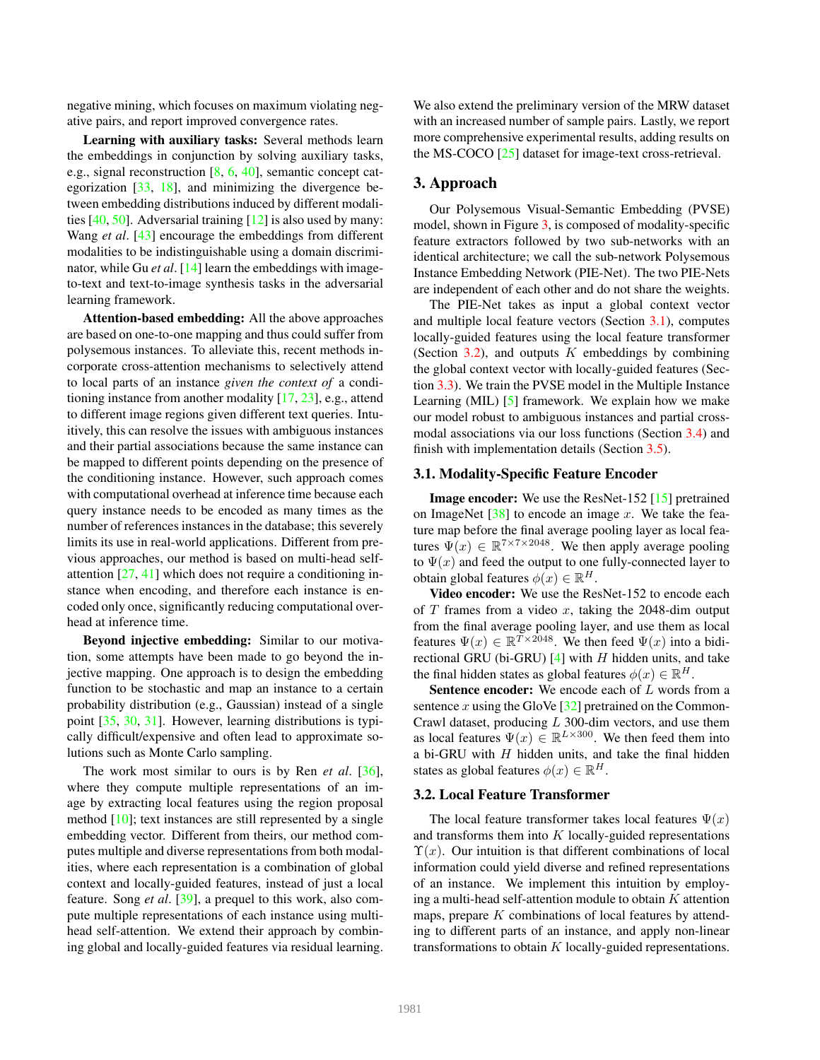negative mining, which focuses on maximum violating negative pairs, and report improved convergence rates.

**Learning with auxiliary tasks:** Several methods learn the embeddings in conjunction by solving auxiliary tasks, e.g., signal reconstruction [8, 6, 40], semantic concept categorization [33, 18], and minimizing the divergence between embedding distributions induced by different modalities [40, 50]. Adversarial training [12] is also used by many: Wang *et al*. [43] encourage the embeddings from different modalities to be indistinguishable using a domain discriminator, while Gu *et al*. [14] learn the embeddings with image-to-text and text-to-image synthesis tasks in the adversarial learning framework.

**Attention-based embedding:** All the above approaches are based on one-to-one mapping and thus could suffer from polysemous instances. To alleviate this, recent methods incorporate cross-attention mechanisms to selectively attend to local parts of an instance *given the context of* a conditioning instance from another modality [17, 23], e.g., attend to different image regions given different text queries. Intuitively, this can resolve the issues with ambiguous instances and their partial associations because the same instance can be mapped to different points depending on the presence of the conditioning instance. However, such approach comes with computational overhead at inference time because each query instance needs to be encoded as many times as the number of references instances in the database; this severely limits its use in real-world applications. Different from previous approaches, our method is based on multi-head self-attention [27, 41] which does not require a conditioning instance when encoding, and therefore each instance is encoded only once, significantly reducing computational overhead at inference time.

**Beyond injective embedding:** Similar to our motivation, some attempts have been made to go beyond the injective mapping. One approach is to design the embedding function to be stochastic and map an instance to a certain probability distribution (e.g., Gaussian) instead of a single point [35, 30, 31]. However, learning distributions is typically difficult/expensive and often lead to approximate solutions such as Monte Carlo sampling.

The work most similar to ours is by Ren *et al*. [36], where they compute multiple representations of an image by extracting local features using the region proposal method [10]; text instances are still represented by a single embedding vector. Different from theirs, our method computes multiple and diverse representations from both modalities, where each representation is a combination of global context and locally-guided features, instead of just a local feature. Song *et al*. [39], a prequel to this work, also compute multiple representations of each instance using multi-head self-attention. We extend their approach by combining global and locally-guided features via residual learning. We also extend the preliminary version of the MRW dataset with an increased number of sample pairs. Lastly, we report more comprehensive experimental results, adding results on the MS-COCO [25] dataset for image-text cross-retrieval.

## 3. Approach

Our Polysemous Visual-Semantic Embedding (PVSE) model, shown in Figure 3, is composed of modality-specific feature extractors followed by two sub-networks with an identical architecture; we call the sub-network Polysemous Instance Embedding Network (PIE-Net). The two PIE-Nets are independent of each other and do not share the weights.

The PIE-Net takes as input a global context vector and multiple local feature vectors (Section 3.1), computes locally-guided features using the local feature transformer (Section 3.2), and outputs $K$ embeddings by combining the global context vector with locally-guided features (Section 3.3). We train the PVSE model in the Multiple Instance Learning (MIL) [5] framework. We explain how we make our model robust to ambiguous instances and partial cross-modal associations via our loss functions (Section 3.4) and finish with implementation details (Section 3.5).

### 3.1. Modality-Specific Feature Encoder

**Image encoder:** We use the ResNet-152 [15] pretrained on ImageNet [38] to encode an image $x$. We take the feature map before the final average pooling layer as local features $\Psi(x) \in \mathbb{R}^{7 \times 7 \times 2048}$. We then apply average pooling to $\Psi(x)$ and feed the output to one fully-connected layer to obtain global features $\phi(x) \in \mathbb{R}^{H}$.

**Video encoder:** We use the ResNet-152 to encode each of $T$ frames from a video $x$, taking the 2048-dim output from the final average pooling layer, and use them as local features $\Psi(x) \in \mathbb{R}^{T \times 2048}$. We then feed $\Psi(x)$ into a bidirectional GRU (bi-GRU) [4] with $H$ hidden units, and take the final hidden states as global features $\phi(x) \in \mathbb{R}^{H}$.

**Sentence encoder:** We encode each of $L$ words from a sentence $x$ using the GloVe [32] pretrained on the CommonCrawl dataset, producing $L$ 300-dim vectors, and use them as local features $\Psi(x) \in \mathbb{R}^{L \times 300}$. We then feed them into a bi-GRU with $H$ hidden units, and take the final hidden states as global features $\phi(x) \in \mathbb{R}^{H}$.

### 3.2. Local Feature Transformer

The local feature transformer takes local features $\Psi(x)$ and transforms them into $K$ locally-guided representations $\Upsilon(x)$. Our intuition is that different combinations of local information could yield diverse and refined representations of an instance. We implement this intuition by employing a multi-head self-attention module to obtain $K$ attention maps, prepare $K$ combinations of local features by attending to different parts of an instance, and apply non-linear transformations to obtain $K$ locally-guided representations.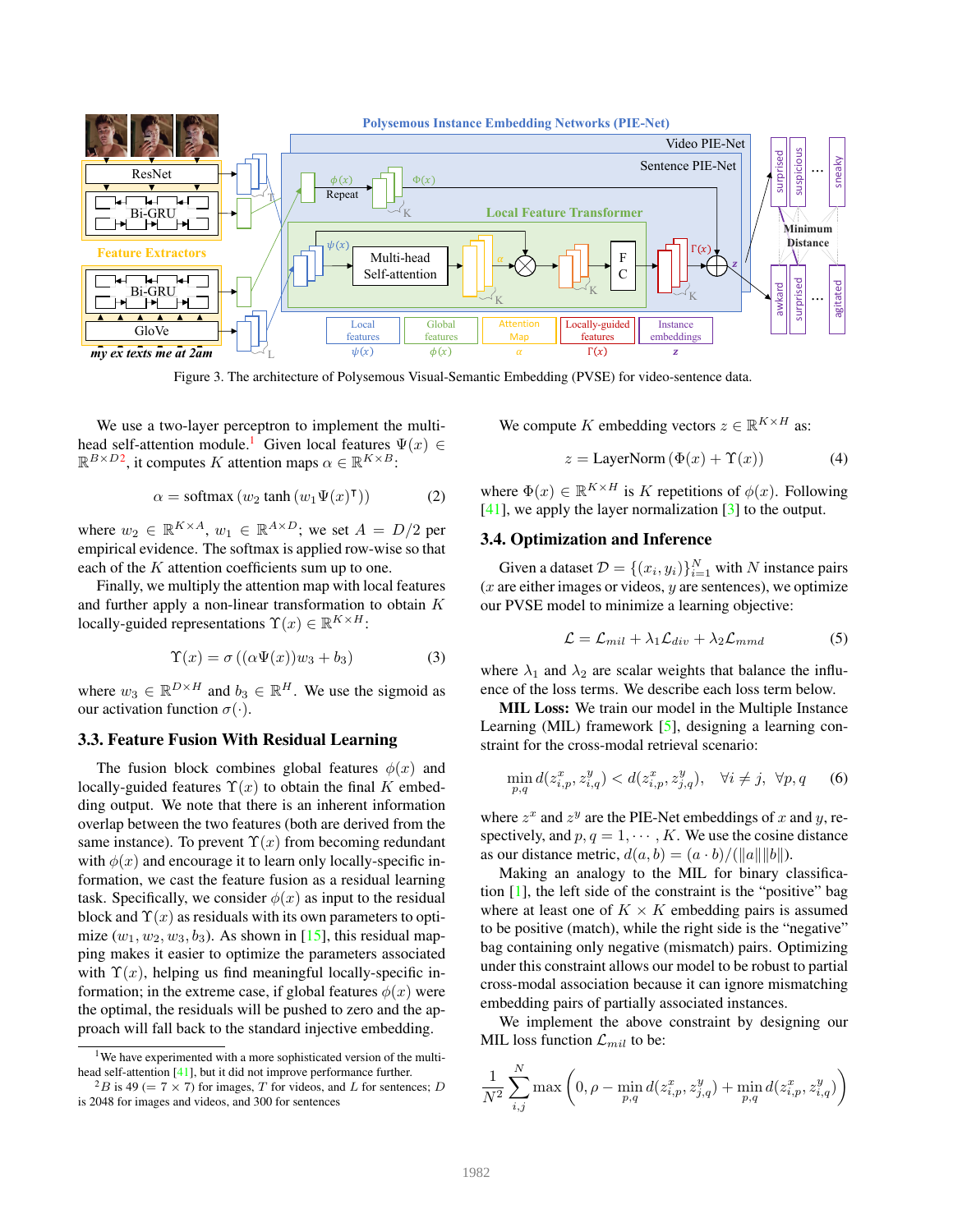Figure 3. The architecture of Polysemous Visual-Semantic Embedding (PVSE) for video-sentence data.

We use a two-layer perceptron to implement the multi-head self-attention module.[1] Given local features $\Psi(x) \in \mathbb{R}^{B \times D2}$, it computes $K$ attention maps $\alpha \in \mathbb{R}^{K \times B}$:

$$\alpha = \text{softmax}\left(w_2 \tanh\left(w_1 \Psi(x)^{\intercal}\right)\right) \tag{2}$$

where $w_2 \in \mathbb{R}^{K \times A}$, $w_1 \in \mathbb{R}^{A \times D}$; we set $A = D/2$ per empirical evidence. The softmax is applied row-wise so that each of the $K$ attention coefficients sum up to one.

Finally, we multiply the attention map with local features and further apply a non-linear transformation to obtain $K$ locally-guided representations $\Upsilon(x) \in \mathbb{R}^{K \times H}$:

$$\Upsilon(x) = \sigma\left((\alpha \Psi(x)) w_3 + b_3\right) \tag{3}$$

where $w_3 \in \mathbb{R}^{D \times H}$ and $b_3 \in \mathbb{R}^H$. We use the sigmoid as our activation function $\sigma(\cdot)$.

### 3.3. Feature Fusion With Residual Learning

The fusion block combines global features $\phi(x)$ and locally-guided features $\Upsilon(x)$ to obtain the final $K$ embedding output. We note that there is an inherent information overlap between the two features (both are derived from the same instance). To prevent $\Upsilon(x)$ from becoming redundant with $\phi(x)$ and encourage it to learn only locally-specific information, we cast the feature fusion as a residual learning task. Specifically, we consider $\phi(x)$ as input to the residual block and $\Upsilon(x)$ as residuals with its own parameters to optimize $(w_1, w_2, w_3, b_3)$. As shown in [15], this residual mapping makes it easier to optimize the parameters associated with $\Upsilon(x)$, helping us find meaningful locally-specific information; in the extreme case, if global features $\phi(x)$ were the optimal, the residuals will be pushed to zero and the approach will fall back to the standard injective embedding.

We compute $K$ embedding vectors $z \in \mathbb{R}^{K \times H}$ as:

$$z = \text{LayerNorm}\left(\Phi(x) + \Upsilon(x)\right) \tag{4}$$

where $\Phi(x) \in \mathbb{R}^{K \times H}$ is $K$ repetitions of $\phi(x)$. Following [41], we apply the layer normalization [3] to the output.

### 3.4. Optimization and Inference

Given a dataset $\mathcal{D} = \{(x_i, y_i)\}_{i=1}^N$ with $N$ instance pairs ($x$ are either images or videos, $y$ are sentences), we optimize our PVSE model to minimize a learning objective:

$$\mathcal{L} = \mathcal{L}_{mil} + \lambda_1 \mathcal{L}_{div} + \lambda_2 \mathcal{L}_{mmd} \tag{5}$$

where $\lambda_1$ and $\lambda_2$ are scalar weights that balance the influence of the loss terms. We describe each loss term below.

**MIL Loss:** We train our model in the Multiple Instance Learning (MIL) framework [5], designing a learning constraint for the cross-modal retrieval scenario:

$$\min_{p,q} d(z^x_{i,p}, z^y_{i,q}) < d(z^x_{i,p}, z^y_{j,q}), \quad \forall i \neq j, \ \forall p, q \tag{6}$$

where $z^x$ and $z^y$ are the PIE-Net embeddings of $x$ and $y$, respectively, and $p, q = 1, \cdots, K$. We use the cosine distance as our distance metric, $d(a, b) = (a \cdot b)/(\|a\|\|b\|)$.

Making an analogy to the MIL for binary classification [1], the left side of the constraint is the "positive" bag where at least one of $K \times K$ embedding pairs is assumed to be positive (match), while the right side is the "negative" bag containing only negative (mismatch) pairs. Optimizing under this constraint allows our model to be robust to partial cross-modal association because it can ignore mismatching embedding pairs of partially associated instances.

We implement the above constraint by designing our MIL loss function $\mathcal{L}_{mil}$ to be:

$$\frac{1}{N^2} \sum_{i,j}^{N} \max\left(0, \rho - \min_{p,q} d(z^x_{i,p}, z^y_{j,q}) + \min_{p,q} d(z^x_{i,p}, z^y_{i,q})\right)$$

[1] We have experimented with a more sophisticated version of the multi-head self-attention [41], but it did not improve performance further.

[2] $B$ is 49 ($= 7 \times 7$) for images, $T$ for videos, and $L$ for sentences; $D$ is 2048 for images and videos, and 300 for sentences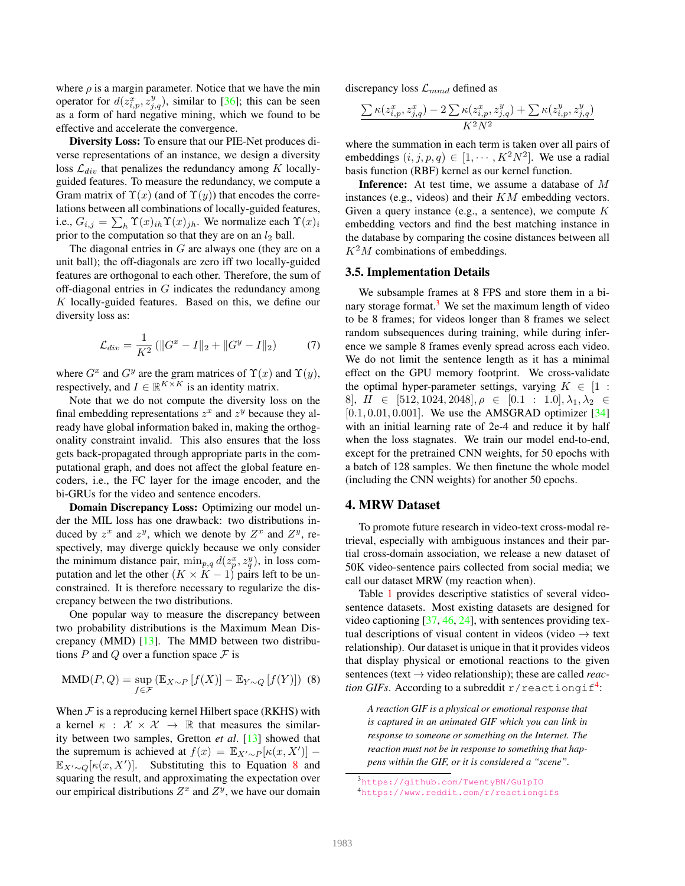where $\rho$ is a margin parameter. Notice that we have the min operator for $d(z^x_{i,p}, z^y_{j,q})$, similar to [36]; this can be seen as a form of hard negative mining, which we found to be effective and accelerate the convergence.

**Diversity Loss:** To ensure that our PIE-Net produces diverse representations of an instance, we design a diversity loss $\mathcal{L}_{div}$ that penalizes the redundancy among $K$ locally-guided features. To measure the redundancy, we compute a Gram matrix of $\Upsilon(x)$ (and of $\Upsilon(y)$) that encodes the correlations between all combinations of locally-guided features, i.e., $G_{i,j} = \sum_h \Upsilon(x)_{ih} \Upsilon(x)_{jh}$. We normalize each $\Upsilon(x)_i$ prior to the computation so that they are on an $l_2$ ball.

The diagonal entries in $G$ are always one (they are on a unit ball); the off-diagonals are zero iff two locally-guided features are orthogonal to each other. Therefore, the sum of off-diagonal entries in $G$ indicates the redundancy among $K$ locally-guided features. Based on this, we define our diversity loss as:

$$\mathcal{L}_{div} = \frac{1}{K^2} \left( \|G^x - I\|_2 + \|G^y - I\|_2 \right) \tag{7}$$

where $G^x$ and $G^y$ are the gram matrices of $\Upsilon(x)$ and $\Upsilon(y)$, respectively, and $I \in \mathbb{R}^{K \times K}$ is an identity matrix.

Note that we do not compute the diversity loss on the final embedding representations $z^x$ and $z^y$ because they already have global information baked in, making the orthogonality constraint invalid. This also ensures that the loss gets back-propagated through appropriate parts in the computational graph, and does not affect the global feature encoders, i.e., the FC layer for the image encoder, and the bi-GRUs for the video and sentence encoders.

**Domain Discrepancy Loss:** Optimizing our model under the MIL loss has one drawback: two distributions induced by $z^x$ and $z^y$, which we denote by $Z^x$ and $Z^y$, respectively, may diverge quickly because we only consider the minimum distance pair, $\min_{p,q} d(z^x_p, z^y_q)$, in loss computation and let the other $(K \times K - 1)$ pairs left to be unconstrained. It is therefore necessary to regularize the discrepancy between the two distributions.

One popular way to measure the discrepancy between two probability distributions is the Maximum Mean Discrepancy (MMD) [13]. The MMD between two distributions $P$ and $Q$ over a function space $\mathcal{F}$ is

$$\text{MMD}(P, Q) = \sup_{f \in \mathcal{F}} \left( \mathbb{E}_{X \sim P}\left[f(X)\right] - \mathbb{E}_{Y \sim Q}\left[f(Y)\right] \right) \tag{8}$$

When $\mathcal{F}$ is a reproducing kernel Hilbert space (RKHS) with a kernel $\kappa : \mathcal{X} \times \mathcal{X} \rightarrow \mathbb{R}$ that measures the similarity between two samples, Gretton *et al*. [13] showed that the supremum is achieved at $f(x) = \mathbb{E}_{X' \sim P}[\kappa(x, X')] - \mathbb{E}_{X' \sim Q}[\kappa(x, X')]$. Substituting this to Equation 8 and squaring the result, and approximating the expectation over our empirical distributions $Z^x$ and $Z^y$, we have our domain discrepancy loss $\mathcal{L}_{mmd}$ defined as

$$\frac{\sum \kappa(z^x_{i,p}, z^x_{j,q}) - 2\sum \kappa(z^x_{i,p}, z^y_{j,q}) + \sum \kappa(z^y_{i,p}, z^y_{j,q})}{K^2 N^2}$$

where the summation in each term is taken over all pairs of embeddings $(i, j, p, q) \in [1, \cdots, K^2 N^2]$. We use a radial basis function (RBF) kernel as our kernel function.

**Inference:** At test time, we assume a database of $M$ instances (e.g., videos) and their $KM$ embedding vectors. Given a query instance (e.g., a sentence), we compute $K$ embedding vectors and find the best matching instance in the database by comparing the cosine distances between all $K^2 M$ combinations of embeddings.

### 3.5. Implementation Details

We subsample frames at 8 FPS and store them in a binary storage format.[3] We set the maximum length of video to be 8 frames; for videos longer than 8 frames we select random subsequences during training, while during inference we sample 8 frames evenly spread across each video. We do not limit the sentence length as it has a minimal effect on the GPU memory footprint. We cross-validate the optimal hyper-parameter settings, varying $K \in [1 : 8]$, $H \in [512, 1024, 2048]$, $\rho \in [0.1 : 1.0]$, $\lambda_1, \lambda_2 \in [0.1, 0.01, 0.001]$. We use the AMSGRAD optimizer [34] with an initial learning rate of 2e-4 and reduce it by half when the loss stagnates. We train our model end-to-end, except for the pretrained CNN weights, for 50 epochs with a batch of 128 samples. We then finetune the whole model (including the CNN weights) for another 50 epochs.

## 4. MRW Dataset

To promote future research in video-text cross-modal retrieval, especially with ambiguous instances and their partial cross-domain association, we release a new dataset of 50K video-sentence pairs collected from social media; we call our dataset MRW (my reaction when).

Table 1 provides descriptive statistics of several video-sentence datasets. Most existing datasets are designed for video captioning [37, 46, 24], with sentences providing textual descriptions of visual content in videos (video → text relationship). Our dataset is unique in that it provides videos that display physical or emotional reactions to the given sentences (text → video relationship); these are called *reaction GIFs*. According to a subreddit `r/reactiongif`[4]:

> *A reaction GIF is a physical or emotional response that is captured in an animated GIF which you can link in response to someone or something on the Internet. The reaction must not be in response to something that happens within the GIF, or it is considered a "scene".*

[3] https://github.com/TwentyBN/GulpIO

[4] https://www.reddit.com/r/reactiongifs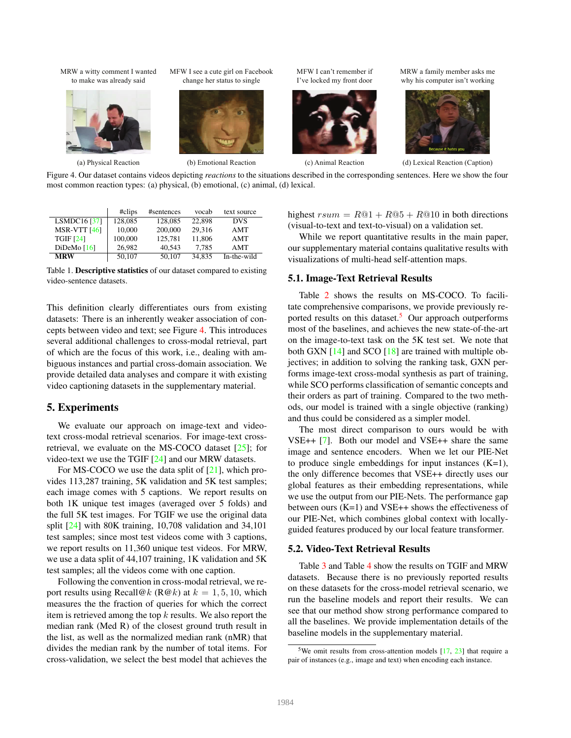MRW a witty comment I wanted to make was already said

MFW I see a cute girl on Facebook change her status to single

MFW I can't remember if I've locked my front door

MRW a family member asks me why his computer isn't working

(a) Physical Reaction (b) Emotional Reaction (c) Animal Reaction (d) Lexical Reaction (Caption)

Figure 4. Our dataset contains videos depicting *reactions* to the situations described in the corresponding sentences. Here we show the four most common reaction types: (a) physical, (b) emotional, (c) animal, (d) lexical.

| | #clips | #sentences | vocab | text source |
|---|---|---|---|---|
| LSMDC16 [37] | 128,085 | 128,085 | 22,898 | DVS |
| MSR-VTT [46] | 10,000 | 200,000 | 29,316 | AMT |
| TGIF [24] | 100,000 | 125,781 | 11,806 | AMT |
| DiDeMo [16] | 26,982 | 40,543 | 7,785 | AMT |
| **MRW** | 50,107 | 50,107 | 34,835 | In-the-wild |

Table 1. **Descriptive statistics** of our dataset compared to existing video-sentence datasets.

This definition clearly differentiates ours from existing datasets: There is an inherently weaker association of concepts between video and text; see Figure 4. This introduces several additional challenges to cross-modal retrieval, part of which are the focus of this work, i.e., dealing with ambiguous instances and partial cross-domain association. We provide detailed data analyses and compare it with existing video captioning datasets in the supplementary material.

## 5. Experiments

We evaluate our approach on image-text and video-text cross-modal retrieval scenarios. For image-text cross-retrieval, we evaluate on the MS-COCO dataset [25]; for video-text we use the TGIF [24] and our MRW datasets.

For MS-COCO we use the data split of [21], which provides 113,287 training, 5K validation and 5K test samples; each image comes with 5 captions. We report results on both 1K unique test images (averaged over 5 folds) and the full 5K test images. For TGIF we use the original data split [24] with 80K training, 10,708 validation and 34,101 test samples; since most test videos come with 3 captions, we report results on 11,360 unique test videos. For MRW, we use a data split of 44,107 training, 1K validation and 5K test samples; all the videos come with one caption.

Following the convention in cross-modal retrieval, we report results using Recall@$k$ (R@$k$) at $k = 1, 5, 10$, which measures the the fraction of queries for which the correct item is retrieved among the top $k$ results. We also report the median rank (Med R) of the closest ground truth result in the list, as well as the normalized median rank (nMR) that divides the median rank by the number of total items. For cross-validation, we select the best model that achieves the highest $rsum = R@1 + R@5 + R@10$ in both directions (visual-to-text and text-to-visual) on a validation set.

While we report quantitative results in the main paper, our supplementary material contains qualitative results with visualizations of multi-head self-attention maps.

### 5.1. Image-Text Retrieval Results

Table 2 shows the results on MS-COCO. To facilitate comprehensive comparisons, we provide previously reported results on this dataset.[5] Our approach outperforms most of the baselines, and achieves the new state-of-the-art on the image-to-text task on the 5K test set. We note that both GXN [14] and SCO [18] are trained with multiple objectives; in addition to solving the ranking task, GXN performs image-text cross-modal synthesis as part of training, while SCO performs classification of semantic concepts and their orders as part of training. Compared to the two methods, our model is trained with a single objective (ranking) and thus could be considered as a simpler model.

The most direct comparison to ours would be with VSE++ [7]. Both our model and VSE++ share the same image and sentence encoders. When we let our PIE-Net to produce single embeddings for input instances (K=1), the only difference becomes that VSE++ directly uses our global features as their embedding representations, while we use the output from our PIE-Nets. The performance gap between ours (K=1) and VSE++ shows the effectiveness of our PIE-Net, which combines global context with locally-guided features produced by our local feature transformer.

### 5.2. Video-Text Retrieval Results

Table 3 and Table 4 show the results on TGIF and MRW datasets. Because there is no previously reported results on these datasets for the cross-model retrieval scenario, we run the baseline models and report their results. We can see that our method show strong performance compared to all the baselines. We provide implementation details of the baseline models in the supplementary material.

[5] We omit results from cross-attention models [17, 23] that require a pair of instances (e.g., image and text) when encoding each instance.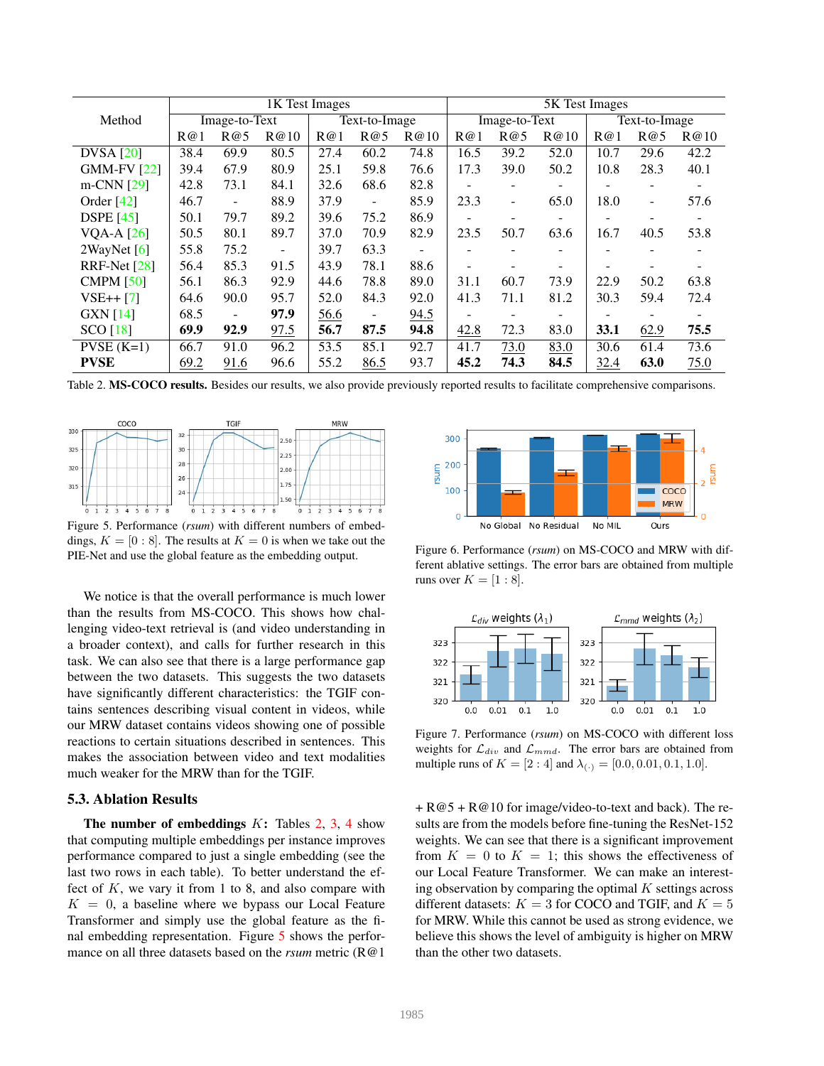| Method | 1K Test Images | | | | | | 5K Test Images | | | | | |
|---|---|---|---|---|---|---|---|---|---|---|---|---|
| | Image-to-Text | | | Text-to-Image | | | Image-to-Text | | | Text-to-Image | | |
| | R@1 | R@5 | R@10 | R@1 | R@5 | R@10 | R@1 | R@5 | R@10 | R@1 | R@5 | R@10 |
| DVSA [20] | 38.4 | 69.9 | 80.5 | 27.4 | 60.2 | 74.8 | 16.5 | 39.2 | 52.0 | 10.7 | 29.6 | 42.2 |
| GMM-FV [22] | 39.4 | 67.9 | 80.9 | 25.1 | 59.8 | 76.6 | 17.3 | 39.0 | 50.2 | 10.8 | 28.3 | 40.1 |
| m-CNN [29] | 42.8 | 73.1 | 84.1 | 32.6 | 68.6 | 82.8 | - | - | - | - | - | - |
| Order [42] | 46.7 | - | 88.9 | 37.9 | - | 85.9 | 23.3 | - | 65.0 | 18.0 | - | 57.6 |
| DSPE [45] | 50.1 | 79.7 | 89.2 | 39.6 | 75.2 | 86.9 | - | - | - | - | - | - |
| VQA-A [26] | 50.5 | 80.1 | 89.7 | 37.0 | 70.9 | 82.9 | 23.5 | 50.7 | 63.6 | 16.7 | 40.5 | 53.8 |
| 2WayNet [6] | 55.8 | 75.2 | - | 39.7 | 63.3 | - | - | - | - | - | - | - |
| RRF-Net [28] | 56.4 | 85.3 | 91.5 | 43.9 | 78.1 | 88.6 | - | - | - | - | - | - |
| CMPM [50] | 56.1 | 86.3 | 92.9 | 44.6 | 78.8 | 89.0 | 31.1 | 60.7 | 73.9 | 22.9 | 50.2 | 63.8 |
| VSE++ [7] | 64.6 | 90.0 | 95.7 | 52.0 | 84.3 | 92.0 | 41.3 | 71.1 | 81.2 | 30.3 | 59.4 | 72.4 |
| GXN [14] | 68.5 | - | **97.9** | <u>56.6</u> | - | <u>94.5</u> | - | - | - | - | - | - |
| SCO [18] | **69.9** | **92.9** | <u>97.5</u> | **56.7** | **87.5** | **94.8** | <u>42.8</u> | 72.3 | 83.0 | **33.1** | <u>62.9</u> | **75.5** |
| PVSE (K=1) | 66.7 | 91.0 | 96.2 | 53.5 | 85.1 | 92.7 | 41.7 | <u>73.0</u> | <u>83.0</u> | 30.6 | 61.4 | 73.6 |
| **PVSE** | <u>69.2</u> | <u>91.6</u> | 96.6 | 55.2 | <u>86.5</u> | 93.7 | **45.2** | **74.3** | **84.5** | <u>32.4</u> | **63.0** | <u>75.0</u> |

Table 2. **MS-COCO results.** Besides our results, we also provide previously reported results to facilitate comprehensive comparisons.

Figure 5. Performance (*rsum*) with different numbers of embeddings, $K = [0:8]$. The results at $K = 0$ is when we take out the PIE-Net and use the global feature as the embedding output.

Figure 6. Performance (*rsum*) on MS-COCO and MRW with different ablative settings. The error bars are obtained from multiple runs over $K = [1:8]$.

We notice is that the overall performance is much lower than the results from MS-COCO. This shows how challenging video-text retrieval is (and video understanding in a broader context), and calls for further research in this task. We can also see that there is a large performance gap between the two datasets. This suggests the two datasets have significantly different characteristics: the TGIF contains sentences describing visual content in videos, while our MRW dataset contains videos showing one of possible reactions to certain situations described in sentences. This makes the association between video and text modalities much weaker for the MRW than for the TGIF.

## 5.3. Ablation Results

**The number of embeddings** $K$**:** Tables 2, 3, 4 show that computing multiple embeddings per instance improves performance compared to just a single embedding (see the last two rows in each table). To better understand the effect of $K$, we vary it from 1 to 8, and also compare with $K = 0$, a baseline where we bypass our Local Feature Transformer and simply use the global feature as the final embedding representation. Figure 5 shows the performance on all three datasets based on the *rsum* metric (R@1 + R@5 + R@10 for image/video-to-text and back). The results are from the models before fine-tuning the ResNet-152 weights. We can see that there is a significant improvement from $K = 0$ to $K = 1$; this shows the effectiveness of our Local Feature Transformer. We can make an interesting observation by comparing the optimal $K$ settings across different datasets: $K = 3$ for COCO and TGIF, and $K = 5$ for MRW. While this cannot be used as strong evidence, we believe this shows the level of ambiguity is higher on MRW than the other two datasets.

Figure 7. Performance (*rsum*) on MS-COCO with different loss weights for $\mathcal{L}_{div}$ and $\mathcal{L}_{mmd}$. The error bars are obtained from multiple runs of $K = [2:4]$ and $\lambda_{(\cdot)} = [0.0, 0.01, 0.1, 1.0]$.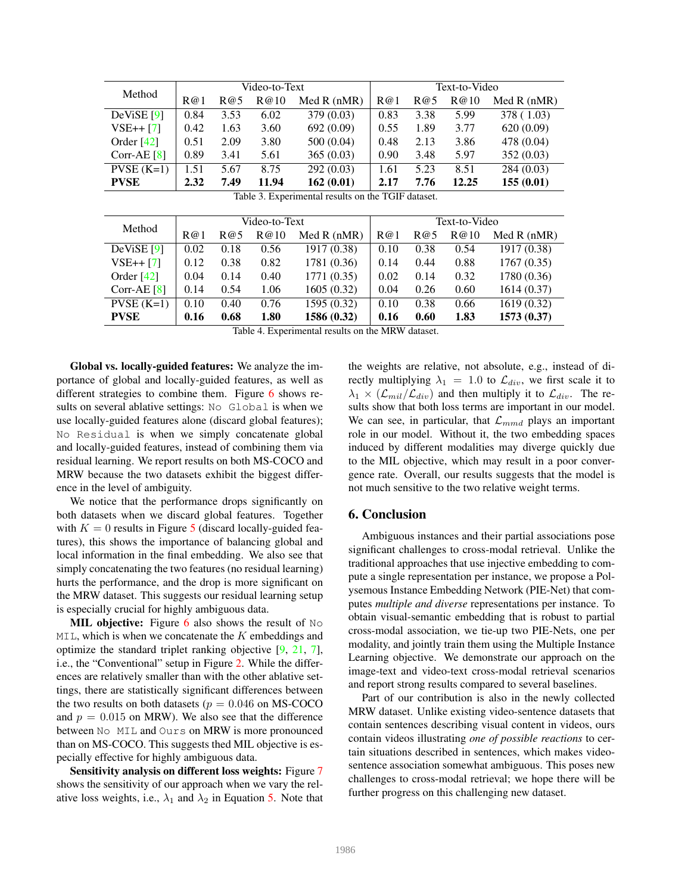| Method | Video-to-Text | | | | Text-to-Video | | | |
|---|---|---|---|---|---|---|---|---|
| | R@1 | R@5 | R@10 | Med R (nMR) | R@1 | R@5 | R@10 | Med R (nMR) |
| DeViSE [9] | 0.84 | 3.53 | 6.02 | 379 (0.03) | 0.83 | 3.38 | 5.99 | 378 ( 1.03) |
| VSE++ [7] | 0.42 | 1.63 | 3.60 | 692 (0.09) | 0.55 | 1.89 | 3.77 | 620 (0.09) |
| Order [42] | 0.51 | 2.09 | 3.80 | 500 (0.04) | 0.48 | 2.13 | 3.86 | 478 (0.04) |
| Corr-AE [8] | 0.89 | 3.41 | 5.61 | 365 (0.03) | 0.90 | 3.48 | 5.97 | 352 (0.03) |
| PVSE (K=1) | 1.51 | 5.67 | 8.75 | 292 (0.03) | 1.61 | 5.23 | 8.51 | 284 (0.03) |
| **PVSE** | **2.32** | **7.49** | **11.94** | **162 (0.01)** | **2.17** | **7.76** | **12.25** | **155 (0.01)** |

Table 3. Experimental results on the TGIF dataset.

| Method | Video-to-Text | | | | Text-to-Video | | | |
|---|---|---|---|---|---|---|---|---|
| | R@1 | R@5 | R@10 | Med R (nMR) | R@1 | R@5 | R@10 | Med R (nMR) |
| DeViSE [9] | 0.02 | 0.18 | 0.56 | 1917 (0.38) | 0.10 | 0.38 | 0.54 | 1917 (0.38) |
| VSE++ [7] | 0.12 | 0.38 | 0.82 | 1781 (0.36) | 0.14 | 0.44 | 0.88 | 1767 (0.35) |
| Order [42] | 0.04 | 0.14 | 0.40 | 1771 (0.35) | 0.02 | 0.14 | 0.32 | 1780 (0.36) |
| Corr-AE [8] | 0.14 | 0.54 | 1.06 | 1605 (0.32) | 0.04 | 0.26 | 0.60 | 1614 (0.37) |
| PVSE (K=1) | 0.10 | 0.40 | 0.76 | 1595 (0.32) | 0.10 | 0.38 | 0.66 | 1619 (0.32) |
| **PVSE** | **0.16** | **0.68** | **1.80** | **1586 (0.32)** | **0.16** | **0.60** | **1.83** | **1573 (0.37)** |

Table 4. Experimental results on the MRW dataset.

**Global vs. locally-guided features:** We analyze the importance of global and locally-guided features, as well as different strategies to combine them. Figure 6 shows results on several ablative settings: `No Global` is when we use locally-guided features alone (discard global features); `No Residual` is when we simply concatenate global and locally-guided features, instead of combining them via residual learning. We report results on both MS-COCO and MRW because the two datasets exhibit the biggest difference in the level of ambiguity.

We notice that the performance drops significantly on both datasets when we discard global features. Together with $K = 0$ results in Figure 5 (discard locally-guided features), this shows the importance of balancing global and local information in the final embedding. We also see that simply concatenating the two features (no residual learning) hurts the performance, and the drop is more significant on the MRW dataset. This suggests our residual learning setup is especially crucial for highly ambiguous data.

**MIL objective:** Figure 6 also shows the result of `No MIL`, which is when we concatenate the $K$ embeddings and optimize the standard triplet ranking objective [9, 21, 7], i.e., the "Conventional" setup in Figure 2. While the differences are relatively smaller than with the other ablative settings, there are statistically significant differences between the two results on both datasets ($p = 0.046$ on MS-COCO and $p = 0.015$ on MRW). We also see that the difference between `No MIL` and `Ours` on MRW is more pronounced than on MS-COCO. This suggests thed MIL objective is especially effective for highly ambiguous data.

**Sensitivity analysis on different loss weights:** Figure 7 shows the sensitivity of our approach when we vary the relative loss weights, i.e., $\lambda_1$ and $\lambda_2$ in Equation 5. Note that the weights are relative, not absolute, e.g., instead of directly multiplying $\lambda_1 = 1.0$ to $\mathcal{L}_{div}$, we first scale it to $\lambda_1 \times (\mathcal{L}_{mil}/\mathcal{L}_{div})$ and then multiply it to $\mathcal{L}_{div}$. The results show that both loss terms are important in our model. We can see, in particular, that $\mathcal{L}_{mmd}$ plays an important role in our model. Without it, the two embedding spaces induced by different modalities may diverge quickly due to the MIL objective, which may result in a poor convergence rate. Overall, our results suggests that the model is not much sensitive to the two relative weight terms.

## 6. Conclusion

Ambiguous instances and their partial associations pose significant challenges to cross-modal retrieval. Unlike the traditional approaches that use injective embedding to compute a single representation per instance, we propose a Polysemous Instance Embedding Network (PIE-Net) that computes *multiple and diverse* representations per instance. To obtain visual-semantic embedding that is robust to partial cross-modal association, we tie-up two PIE-Nets, one per modality, and jointly train them using the Multiple Instance Learning objective. We demonstrate our approach on the image-text and video-text cross-modal retrieval scenarios and report strong results compared to several baselines.

Part of our contribution is also in the newly collected MRW dataset. Unlike existing video-sentence datasets that contain sentences describing visual content in videos, ours contain videos illustrating *one of possible reactions* to certain situations described in sentences, which makes video-sentence association somewhat ambiguous. This poses new challenges to cross-modal retrieval; we hope there will be further progress on this challenging new dataset.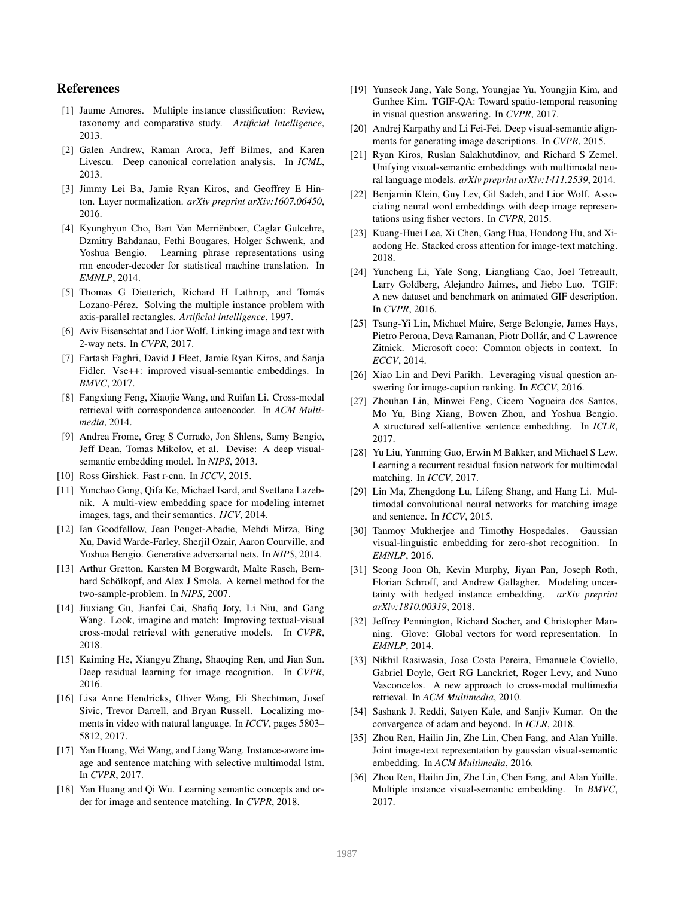## References

[1] Jaume Amores. Multiple instance classification: Review, taxonomy and comparative study. *Artificial Intelligence*, 2013.

[2] Galen Andrew, Raman Arora, Jeff Bilmes, and Karen Livescu. Deep canonical correlation analysis. In *ICML*, 2013.

[3] Jimmy Lei Ba, Jamie Ryan Kiros, and Geoffrey E Hinton. Layer normalization. *arXiv preprint arXiv:1607.06450*, 2016.

[4] Kyunghyun Cho, Bart Van Merriënboer, Caglar Gulcehre, Dzmitry Bahdanau, Fethi Bougares, Holger Schwenk, and Yoshua Bengio. Learning phrase representations using rnn encoder-decoder for statistical machine translation. In *EMNLP*, 2014.

[5] Thomas G Dietterich, Richard H Lathrop, and Tomás Lozano-Pérez. Solving the multiple instance problem with axis-parallel rectangles. *Artificial intelligence*, 1997.

[6] Aviv Eisenschtat and Lior Wolf. Linking image and text with 2-way nets. In *CVPR*, 2017.

[7] Fartash Faghri, David J Fleet, Jamie Ryan Kiros, and Sanja Fidler. Vse++: improved visual-semantic embeddings. In *BMVC*, 2017.

[8] Fangxiang Feng, Xiaojie Wang, and Ruifan Li. Cross-modal retrieval with correspondence autoencoder. In *ACM Multimedia*, 2014.

[9] Andrea Frome, Greg S Corrado, Jon Shlens, Samy Bengio, Jeff Dean, Tomas Mikolov, et al. Devise: A deep visual-semantic embedding model. In *NIPS*, 2013.

[10] Ross Girshick. Fast r-cnn. In *ICCV*, 2015.

[11] Yunchao Gong, Qifa Ke, Michael Isard, and Svetlana Lazebnik. A multi-view embedding space for modeling internet images, tags, and their semantics. *IJCV*, 2014.

[12] Ian Goodfellow, Jean Pouget-Abadie, Mehdi Mirza, Bing Xu, David Warde-Farley, Sherjil Ozair, Aaron Courville, and Yoshua Bengio. Generative adversarial nets. In *NIPS*, 2014.

[13] Arthur Gretton, Karsten M Borgwardt, Malte Rasch, Bernhard Schölkopf, and Alex J Smola. A kernel method for the two-sample-problem. In *NIPS*, 2007.

[14] Jiuxiang Gu, Jianfei Cai, Shafiq Joty, Li Niu, and Gang Wang. Look, imagine and match: Improving textual-visual cross-modal retrieval with generative models. In *CVPR*, 2018.

[15] Kaiming He, Xiangyu Zhang, Shaoqing Ren, and Jian Sun. Deep residual learning for image recognition. In *CVPR*, 2016.

[16] Lisa Anne Hendricks, Oliver Wang, Eli Shechtman, Josef Sivic, Trevor Darrell, and Bryan Russell. Localizing moments in video with natural language. In *ICCV*, pages 5803–5812, 2017.

[17] Yan Huang, Wei Wang, and Liang Wang. Instance-aware image and sentence matching with selective multimodal lstm. In *CVPR*, 2017.

[18] Yan Huang and Qi Wu. Learning semantic concepts and order for image and sentence matching. In *CVPR*, 2018.

[19] Yunseok Jang, Yale Song, Youngjae Yu, Youngjin Kim, and Gunhee Kim. TGIF-QA: Toward spatio-temporal reasoning in visual question answering. In *CVPR*, 2017.

[20] Andrej Karpathy and Li Fei-Fei. Deep visual-semantic alignments for generating image descriptions. In *CVPR*, 2015.

[21] Ryan Kiros, Ruslan Salakhutdinov, and Richard S Zemel. Unifying visual-semantic embeddings with multimodal neural language models. *arXiv preprint arXiv:1411.2539*, 2014.

[22] Benjamin Klein, Guy Lev, Gil Sadeh, and Lior Wolf. Associating neural word embeddings with deep image representations using fisher vectors. In *CVPR*, 2015.

[23] Kuang-Huei Lee, Xi Chen, Gang Hua, Houdong Hu, and Xiaodong He. Stacked cross attention for image-text matching. 2018.

[24] Yuncheng Li, Yale Song, Liangliang Cao, Joel Tetreault, Larry Goldberg, Alejandro Jaimes, and Jiebo Luo. TGIF: A new dataset and benchmark on animated GIF description. In *CVPR*, 2016.

[25] Tsung-Yi Lin, Michael Maire, Serge Belongie, James Hays, Pietro Perona, Deva Ramanan, Piotr Dollár, and C Lawrence Zitnick. Microsoft coco: Common objects in context. In *ECCV*, 2014.

[26] Xiao Lin and Devi Parikh. Leveraging visual question answering for image-caption ranking. In *ECCV*, 2016.

[27] Zhouhan Lin, Minwei Feng, Cicero Nogueira dos Santos, Mo Yu, Bing Xiang, Bowen Zhou, and Yoshua Bengio. A structured self-attentive sentence embedding. In *ICLR*, 2017.

[28] Yu Liu, Yanming Guo, Erwin M Bakker, and Michael S Lew. Learning a recurrent residual fusion network for multimodal matching. In *ICCV*, 2017.

[29] Lin Ma, Zhengdong Lu, Lifeng Shang, and Hang Li. Multimodal convolutional neural networks for matching image and sentence. In *ICCV*, 2015.

[30] Tanmoy Mukherjee and Timothy Hospedales. Gaussian visual-linguistic embedding for zero-shot recognition. In *EMNLP*, 2016.

[31] Seong Joon Oh, Kevin Murphy, Jiyan Pan, Joseph Roth, Florian Schroff, and Andrew Gallagher. Modeling uncertainty with hedged instance embedding. *arXiv preprint arXiv:1810.00319*, 2018.

[32] Jeffrey Pennington, Richard Socher, and Christopher Manning. Glove: Global vectors for word representation. In *EMNLP*, 2014.

[33] Nikhil Rasiwasia, Jose Costa Pereira, Emanuele Coviello, Gabriel Doyle, Gert RG Lanckriet, Roger Levy, and Nuno Vasconcelos. A new approach to cross-modal multimedia retrieval. In *ACM Multimedia*, 2010.

[34] Sashank J. Reddi, Satyen Kale, and Sanjiv Kumar. On the convergence of adam and beyond. In *ICLR*, 2018.

[35] Zhou Ren, Hailin Jin, Zhe Lin, Chen Fang, and Alan Yuille. Joint image-text representation by gaussian visual-semantic embedding. In *ACM Multimedia*, 2016.

[36] Zhou Ren, Hailin Jin, Zhe Lin, Chen Fang, and Alan Yuille. Multiple instance visual-semantic embedding. In *BMVC*, 2017.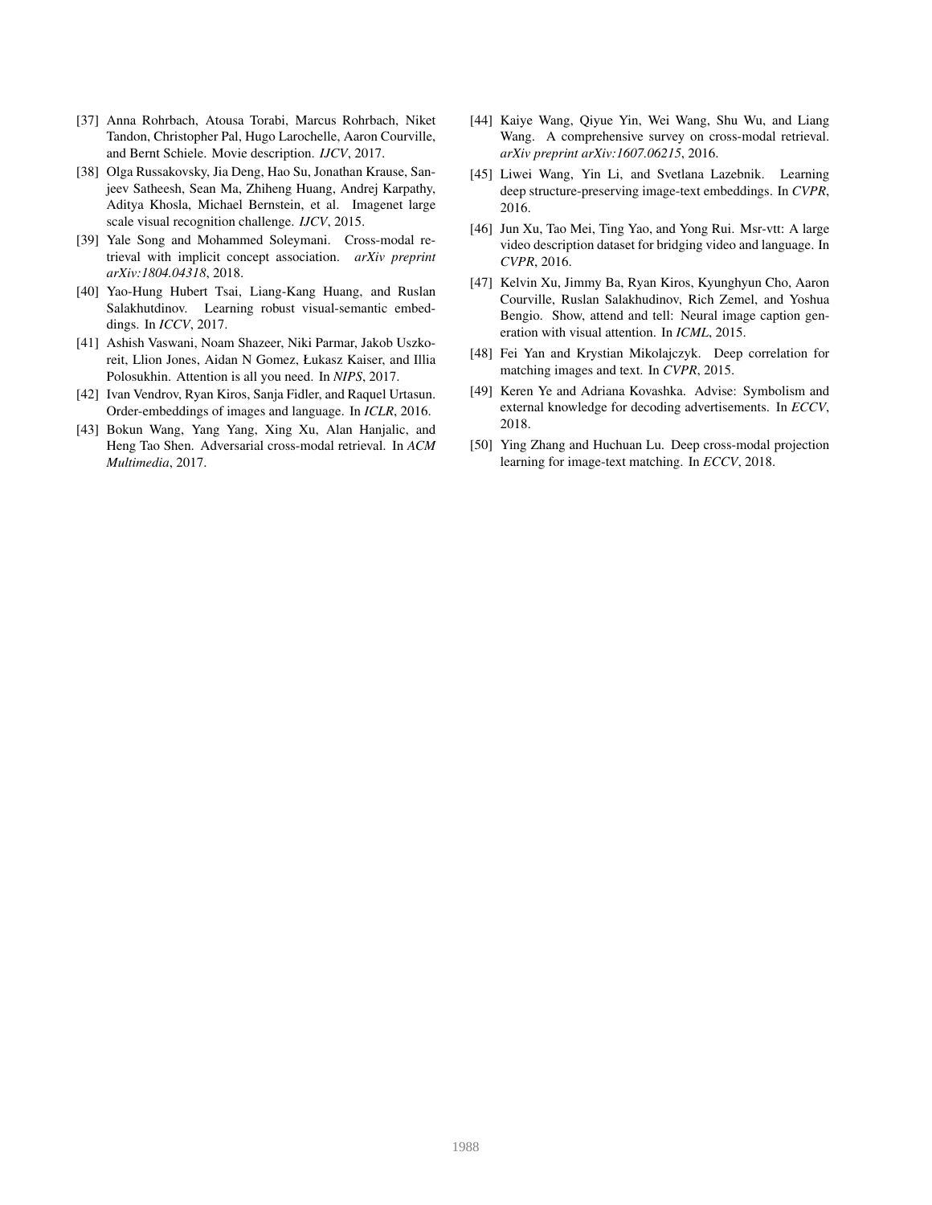[37] Anna Rohrbach, Atousa Torabi, Marcus Rohrbach, Niket Tandon, Christopher Pal, Hugo Larochelle, Aaron Courville, and Bernt Schiele. Movie description. *IJCV*, 2017.

[38] Olga Russakovsky, Jia Deng, Hao Su, Jonathan Krause, Sanjeev Satheesh, Sean Ma, Zhiheng Huang, Andrej Karpathy, Aditya Khosla, Michael Bernstein, et al. Imagenet large scale visual recognition challenge. *IJCV*, 2015.

[39] Yale Song and Mohammed Soleymani. Cross-modal retrieval with implicit concept association. *arXiv preprint arXiv:1804.04318*, 2018.

[40] Yao-Hung Hubert Tsai, Liang-Kang Huang, and Ruslan Salakhutdinov. Learning robust visual-semantic embeddings. In *ICCV*, 2017.

[41] Ashish Vaswani, Noam Shazeer, Niki Parmar, Jakob Uszkoreit, Llion Jones, Aidan N Gomez, Łukasz Kaiser, and Illia Polosukhin. Attention is all you need. In *NIPS*, 2017.

[42] Ivan Vendrov, Ryan Kiros, Sanja Fidler, and Raquel Urtasun. Order-embeddings of images and language. In *ICLR*, 2016.

[43] Bokun Wang, Yang Yang, Xing Xu, Alan Hanjalic, and Heng Tao Shen. Adversarial cross-modal retrieval. In *ACM Multimedia*, 2017.

[44] Kaiye Wang, Qiyue Yin, Wei Wang, Shu Wu, and Liang Wang. A comprehensive survey on cross-modal retrieval. *arXiv preprint arXiv:1607.06215*, 2016.

[45] Liwei Wang, Yin Li, and Svetlana Lazebnik. Learning deep structure-preserving image-text embeddings. In *CVPR*, 2016.

[46] Jun Xu, Tao Mei, Ting Yao, and Yong Rui. Msr-vtt: A large video description dataset for bridging video and language. In *CVPR*, 2016.

[47] Kelvin Xu, Jimmy Ba, Ryan Kiros, Kyunghyun Cho, Aaron Courville, Ruslan Salakhudinov, Rich Zemel, and Yoshua Bengio. Show, attend and tell: Neural image caption generation with visual attention. In *ICML*, 2015.

[48] Fei Yan and Krystian Mikolajczyk. Deep correlation for matching images and text. In *CVPR*, 2015.

[49] Keren Ye and Adriana Kovashka. Advise: Symbolism and external knowledge for decoding advertisements. In *ECCV*, 2018.

[50] Ying Zhang and Huchuan Lu. Deep cross-modal projection learning for image-text matching. In *ECCV*, 2018.